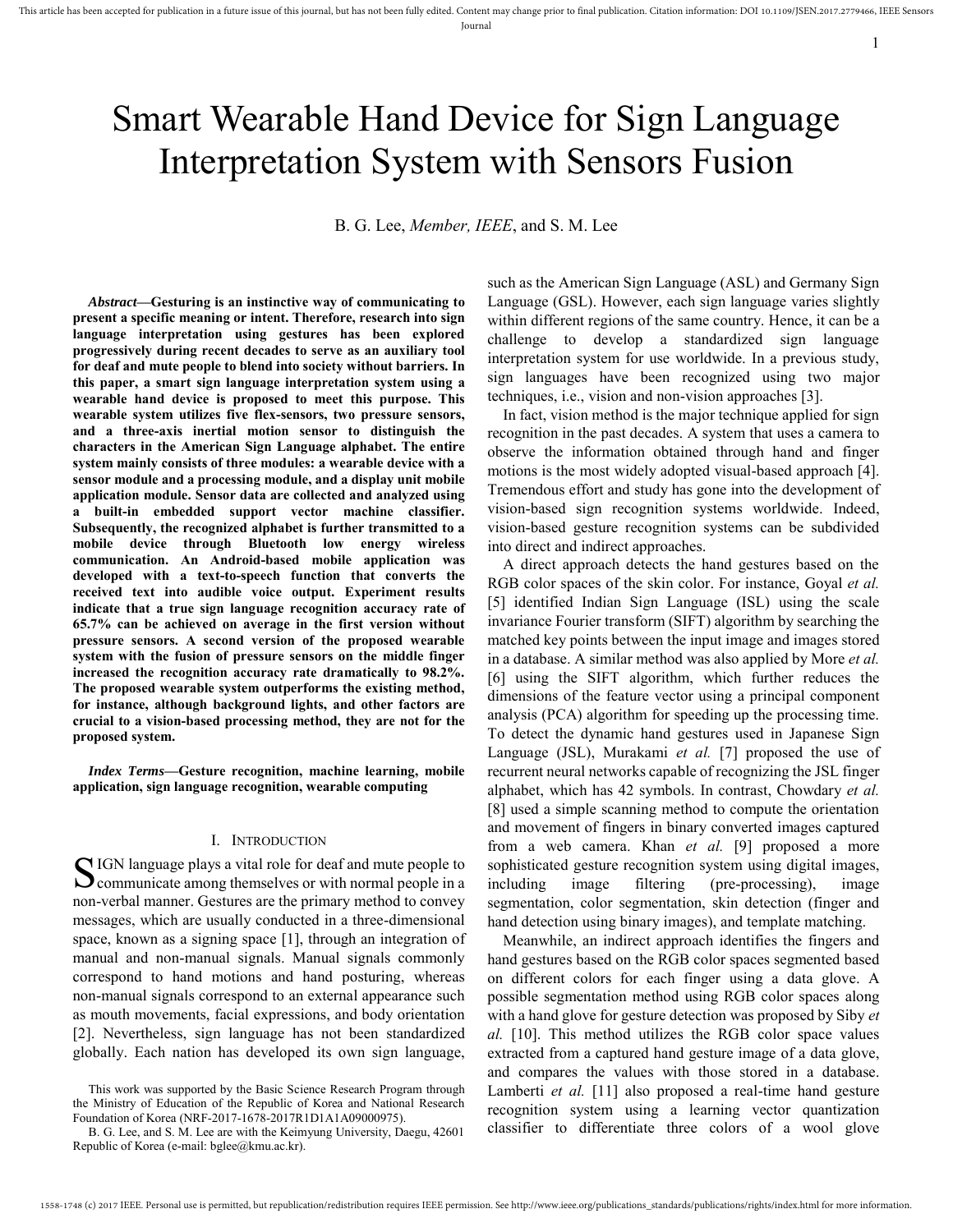# Smart Wearable Hand Device for Sign Language Interpretation System with Sensors Fusion

B. G. Lee, *Member, IEEE*, and S. M. Lee

***Abstract*—Gesturing is an instinctive way of communicating to present a specific meaning or intent. Therefore, research into sign language interpretation using gestures has been explored progressively during recent decades to serve as an auxiliary tool for deaf and mute people to blend into society without barriers. In this paper, a smart sign language interpretation system using a wearable hand device is proposed to meet this purpose. This wearable system utilizes five flex-sensors, two pressure sensors, and a three-axis inertial motion sensor to distinguish the characters in the American Sign Language alphabet. The entire system mainly consists of three modules: a wearable device with a sensor module and a processing module, and a display unit mobile application module. Sensor data are collected and analyzed using a built-in embedded support vector machine classifier. Subsequently, the recognized alphabet is further transmitted to a mobile device through Bluetooth low energy wireless communication. An Android-based mobile application was developed with a text-to-speech function that converts the received text into audible voice output. Experiment results indicate that a true sign language recognition accuracy rate of 65.7% can be achieved on average in the first version without pressure sensors. A second version of the proposed wearable system with the fusion of pressure sensors on the middle finger increased the recognition accuracy rate dramatically to 98.2%. The proposed wearable system outperforms the existing method, for instance, although background lights, and other factors are crucial to a vision-based processing method, they are not for the proposed system.**

***Index Terms*—Gesture recognition, machine learning, mobile application, sign language recognition, wearable computing**

## I. Introduction

Sign language plays a vital role for deaf and mute people to communicate among themselves or with normal people in a non-verbal manner. Gestures are the primary method to convey messages, which are usually conducted in a three-dimensional space, known as a signing space [1], through an integration of manual and non-manual signals. Manual signals commonly correspond to hand motions and hand posturing, whereas non-manual signals correspond to an external appearance such as mouth movements, facial expressions, and body orientation [2]. Nevertheless, sign language has not been standardized globally. Each nation has developed its own sign language, such as the American Sign Language (ASL) and Germany Sign Language (GSL). However, each sign language varies slightly within different regions of the same country. Hence, it can be a challenge to develop a standardized sign language interpretation system for use worldwide. In a previous study, sign languages have been recognized using two major techniques, i.e., vision and non-vision approaches [3].

In fact, vision method is the major technique applied for sign recognition in the past decades. A system that uses a camera to observe the information obtained through hand and finger motions is the most widely adopted visual-based approach [4]. Tremendous effort and study has gone into the development of vision-based sign recognition systems worldwide. Indeed, vision-based gesture recognition systems can be subdivided into direct and indirect approaches.

A direct approach detects the hand gestures based on the RGB color spaces of the skin color. For instance, Goyal *et al.* [5] identified Indian Sign Language (ISL) using the scale invariance Fourier transform (SIFT) algorithm by searching the matched key points between the input image and images stored in a database. A similar method was also applied by More *et al.* [6] using the SIFT algorithm, which further reduces the dimensions of the feature vector using a principal component analysis (PCA) algorithm for speeding up the processing time. To detect the dynamic hand gestures used in Japanese Sign Language (JSL), Murakami *et al.* [7] proposed the use of recurrent neural networks capable of recognizing the JSL finger alphabet, which has 42 symbols. In contrast, Chowdary *et al.* [8] used a simple scanning method to compute the orientation and movement of fingers in binary converted images captured from a web camera. Khan *et al.* [9] proposed a more sophisticated gesture recognition system using digital images, including image filtering (pre-processing), image segmentation, color segmentation, skin detection (finger and hand detection using binary images), and template matching.

Meanwhile, an indirect approach identifies the fingers and hand gestures based on the RGB color spaces segmented based on different colors for each finger using a data glove. A possible segmentation method using RGB color spaces along with a hand glove for gesture detection was proposed by Siby *et al.* [10]. This method utilizes the RGB color space values extracted from a captured hand gesture image of a data glove, and compares the values with those stored in a database. Lamberti *et al.* [11] also proposed a real-time hand gesture recognition system using a learning vector quantization classifier to differentiate three colors of a wool glove

This work was supported by the Basic Science Research Program through the Ministry of Education of the Republic of Korea and National Research Foundation of Korea (NRF-2017-1678-2017R1D1A1A09000975).

B. G. Lee, and S. M. Lee are with the Keimyung University, Daegu, 42601 Republic of Korea (e-mail: bglee@kmu.ac.kr).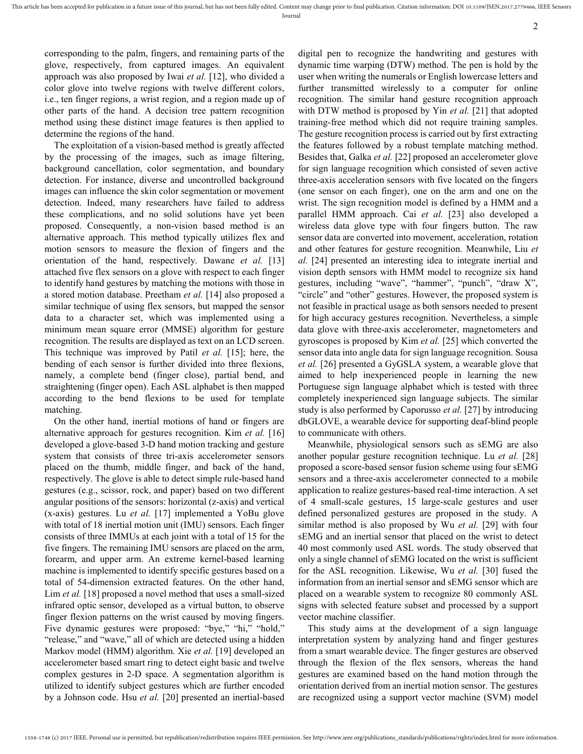corresponding to the palm, fingers, and remaining parts of the glove, respectively, from captured images. An equivalent approach was also proposed by Iwai *et al.* [12], who divided a color glove into twelve regions with twelve different colors, i.e., ten finger regions, a wrist region, and a region made up of other parts of the hand. A decision tree pattern recognition method using these distinct image features is then applied to determine the regions of the hand.

The exploitation of a vision-based method is greatly affected by the processing of the images, such as image filtering, background cancellation, color segmentation, and boundary detection. For instance, diverse and uncontrolled background images can influence the skin color segmentation or movement detection. Indeed, many researchers have failed to address these complications, and no solid solutions have yet been proposed. Consequently, a non-vision based method is an alternative approach. This method typically utilizes flex and motion sensors to measure the flexion of fingers and the orientation of the hand, respectively. Dawane *et al.* [13] attached five flex sensors on a glove with respect to each finger to identify hand gestures by matching the motions with those in a stored motion database. Preetham *et al.* [14] also proposed a similar technique of using flex sensors, but mapped the sensor data to a character set, which was implemented using a minimum mean square error (MMSE) algorithm for gesture recognition. The results are displayed as text on an LCD screen. This technique was improved by Patil *et al.* [15]; here, the bending of each sensor is further divided into three flexions, namely, a complete bend (finger close), partial bend, and straightening (finger open). Each ASL alphabet is then mapped according to the bend flexions to be used for template matching.

On the other hand, inertial motions of hand or fingers are alternative approach for gestures recognition. Kim *et al.* [16] developed a glove-based 3-D hand motion tracking and gesture system that consists of three tri-axis accelerometer sensors placed on the thumb, middle finger, and back of the hand, respectively. The glove is able to detect simple rule-based hand gestures (e.g., scissor, rock, and paper) based on two different angular positions of the sensors: horizontal (z-axis) and vertical (x-axis) gestures. Lu *et al.* [17] implemented a YoBu glove with total of 18 inertial motion unit (IMU) sensors. Each finger consists of three IMMUs at each joint with a total of 15 for the five fingers. The remaining IMU sensors are placed on the arm, forearm, and upper arm. An extreme kernel-based learning machine is implemented to identify specific gestures based on a total of 54-dimension extracted features. On the other hand, Lim *et al.* [18] proposed a novel method that uses a small-sized infrared optic sensor, developed as a virtual button, to observe finger flexion patterns on the wrist caused by moving fingers. Five dynamic gestures were proposed: "bye," "hi," "hold," "release," and "wave," all of which are detected using a hidden Markov model (HMM) algorithm. Xie *et al.* [19] developed an accelerometer based smart ring to detect eight basic and twelve complex gestures in 2-D space. A segmentation algorithm is utilized to identify subject gestures which are further encoded by a Johnson code. Hsu *et al.* [20] presented an inertial-based digital pen to recognize the handwriting and gestures with dynamic time warping (DTW) method. The pen is hold by the user when writing the numerals or English lowercase letters and further transmitted wirelessly to a computer for online recognition. The similar hand gesture recognition approach with DTW method is proposed by Yin *et al.* [21] that adopted training-free method which did not require training samples. The gesture recognition process is carried out by first extracting the features followed by a robust template matching method. Besides that, Galka *et al.* [22] proposed an accelerometer glove for sign language recognition which consisted of seven active three-axis acceleration sensors with five located on the fingers (one sensor on each finger), one on the arm and one on the wrist. The sign recognition model is defined by a HMM and a parallel HMM approach. Cai *et al.* [23] also developed a wireless data glove type with four fingers button. The raw sensor data are converted into movement, acceleration, rotation and other features for gesture recognition. Meanwhile, Liu *et al.* [24] presented an interesting idea to integrate inertial and vision depth sensors with HMM model to recognize six hand gestures, including "wave", "hammer", "punch", "draw X", "circle" and "other" gestures. However, the proposed system is not feasible in practical usage as both sensors needed to present for high accuracy gestures recognition. Nevertheless, a simple data glove with three-axis accelerometer, magnetometers and gyroscopes is proposed by Kim *et al.* [25] which converted the sensor data into angle data for sign language recognition. Sousa *et al.* [26] presented a GyGSLA system, a wearable glove that aimed to help inexperienced people in learning the new Portuguese sign language alphabet which is tested with three completely inexperienced sign language subjects. The similar study is also performed by Caporusso *et al.* [27] by introducing dbGLOVE, a wearable device for supporting deaf-blind people to communicate with others.

Meanwhile, physiological sensors such as sEMG are also another popular gesture recognition technique. Lu *et al.* [28] proposed a score-based sensor fusion scheme using four sEMG sensors and a three-axis accelerometer connected to a mobile application to realize gestures-based real-time interaction. A set of 4 small-scale gestures, 15 large-scale gestures and user defined personalized gestures are proposed in the study. A similar method is also proposed by Wu *et al.* [29] with four sEMG and an inertial sensor that placed on the wrist to detect 40 most commonly used ASL words. The study observed that only a single channel of sEMG located on the wrist is sufficient for the ASL recognition. Likewise, Wu *et al.* [30] fused the information from an inertial sensor and sEMG sensor which are placed on a wearable system to recognize 80 commonly ASL signs with selected feature subset and processed by a support vector machine classifier.

This study aims at the development of a sign language interpretation system by analyzing hand and finger gestures from a smart wearable device. The finger gestures are observed through the flexion of the flex sensors, whereas the hand gestures are examined based on the hand motion through the orientation derived from an inertial motion sensor. The gestures are recognized using a support vector machine (SVM) model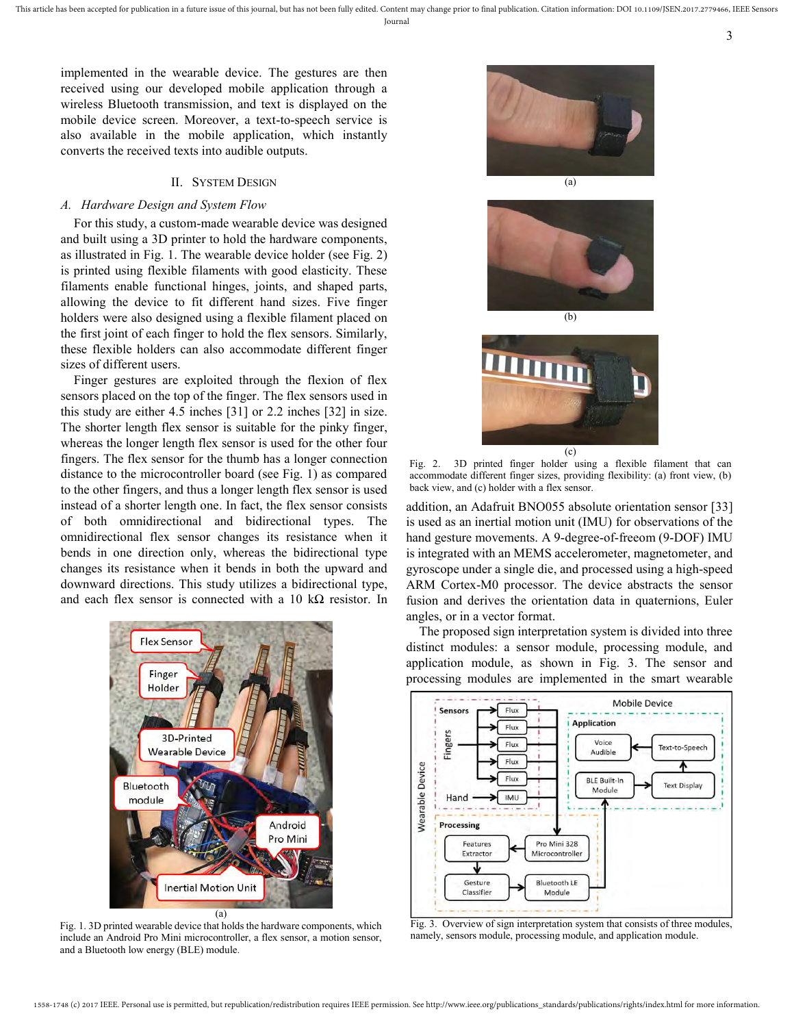implemented in the wearable device. The gestures are then received using our developed mobile application through a wireless Bluetooth transmission, and text is displayed on the mobile device screen. Moreover, a text-to-speech service is also available in the mobile application, which instantly converts the received texts into audible outputs.

## II. System Design

### *A. Hardware Design and System Flow*

For this study, a custom-made wearable device was designed and built using a 3D printer to hold the hardware components, as illustrated in Fig. 1. The wearable device holder (see Fig. 2) is printed using flexible filaments with good elasticity. These filaments enable functional hinges, joints, and shaped parts, allowing the device to fit different hand sizes. Five finger holders were also designed using a flexible filament placed on the first joint of each finger to hold the flex sensors. Similarly, these flexible holders can also accommodate different finger sizes of different users.

Finger gestures are exploited through the flexion of flex sensors placed on the top of the finger. The flex sensors used in this study are either 4.5 inches [31] or 2.2 inches [32] in size. The shorter length flex sensor is suitable for the pinky finger, whereas the longer length flex sensor is used for the other four fingers. The flex sensor for the thumb has a longer connection distance to the microcontroller board (see Fig. 1) as compared to the other fingers, and thus a longer length flex sensor is used instead of a shorter length one. In fact, the flex sensor consists of both omnidirectional and bidirectional types. The omnidirectional flex sensor changes its resistance when it bends in one direction only, whereas the bidirectional type changes its resistance when it bends in both the upward and downward directions. This study utilizes a bidirectional type, and each flex sensor is connected with a 10 kΩ resistor. In addition, an Adafruit BNO055 absolute orientation sensor [33] is used as an inertial motion unit (IMU) for observations of the hand gesture movements. A 9-degree-of-freeom (9-DOF) IMU is integrated with an MEMS accelerometer, magnetometer, and gyroscope under a single die, and processed using a high-speed ARM Cortex-M0 processor. The device abstracts the sensor fusion and derives the orientation data in quaternions, Euler angles, or in a vector format.

The proposed sign interpretation system is divided into three distinct modules: a sensor module, processing module, and application module, as shown in Fig. 3. The sensor and processing modules are implemented in the smart wearable

(a)

Fig. 1. 3D printed wearable device that holds the hardware components, which include an Android Pro Mini microcontroller, a flex sensor, a motion sensor, and a Bluetooth low energy (BLE) module.

Fig. 2. 3D printed finger holder using a flexible filament that can accommodate different finger sizes, providing flexibility: (a) front view, (b) back view, and (c) holder with a flex sensor.

Fig. 3. Overview of sign interpretation system that consists of three modules, namely, sensors module, processing module, and application module.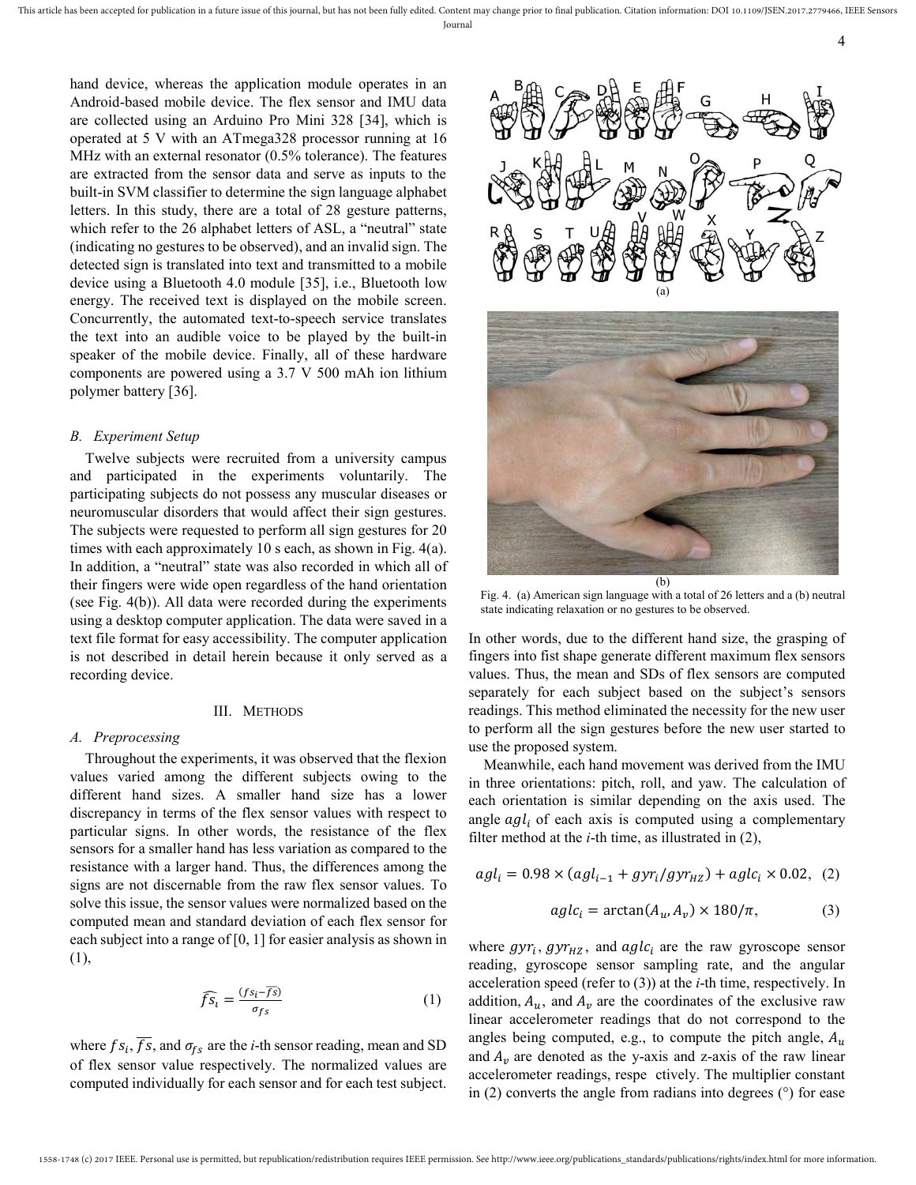hand device, whereas the application module operates in an Android-based mobile device. The flex sensor and IMU data are collected using an Arduino Pro Mini 328 [34], which is operated at 5 V with an ATmega328 processor running at 16 MHz with an external resonator (0.5% tolerance). The features are extracted from the sensor data and serve as inputs to the built-in SVM classifier to determine the sign language alphabet letters. In this study, there are a total of 28 gesture patterns, which refer to the 26 alphabet letters of ASL, a "neutral" state (indicating no gestures to be observed), and an invalid sign. The detected sign is translated into text and transmitted to a mobile device using a Bluetooth 4.0 module [35], i.e., Bluetooth low energy. The received text is displayed on the mobile screen. Concurrently, the automated text-to-speech service translates the text into an audible voice to be played by the built-in speaker of the mobile device. Finally, all of these hardware components are powered using a 3.7 V 500 mAh ion lithium polymer battery [36].

### B. Experiment Setup

Twelve subjects were recruited from a university campus and participated in the experiments voluntarily. The participating subjects do not possess any muscular diseases or neuromuscular disorders that would affect their sign gestures. The subjects were requested to perform all sign gestures for 20 times with each approximately 10 s each, as shown in Fig. 4(a). In addition, a "neutral" state was also recorded in which all of their fingers were wide open regardless of the hand orientation (see Fig. 4(b)). All data were recorded during the experiments using a desktop computer application. The data were saved in a text file format for easy accessibility. The computer application is not described in detail herein because it only served as a recording device.

## III. Methods

### A. Preprocessing

Throughout the experiments, it was observed that the flexion values varied among the different subjects owing to the different hand sizes. A smaller hand size has a lower discrepancy in terms of the flex sensor values with respect to particular signs. In other words, the resistance of the flex sensors for a smaller hand has less variation as compared to the resistance with a larger hand. Thus, the differences among the signs are not discernable from the raw flex sensor values. To solve this issue, the sensor values were normalized based on the computed mean and standard deviation of each flex sensor for each subject into a range of [0, 1] for easier analysis as shown in (1),

$$\widehat{fs_i} = \frac{(fs_i - \overline{fs})}{\sigma_{fs}} \quad (1)$$

where $fs_i$, $\overline{fs}$, and $\sigma_{fs}$ are the *i*-th sensor reading, mean and SD of flex sensor value respectively. The normalized values are computed individually for each sensor and for each test subject.

Fig. 4. (a) American sign language with a total of 26 letters and a (b) neutral state indicating relaxation or no gestures to be observed.

In other words, due to the different hand size, the grasping of fingers into fist shape generate different maximum flex sensors values. Thus, the mean and SDs of flex sensors are computed separately for each subject based on the subject's sensors readings. This method eliminated the necessity for the new user to perform all the sign gestures before the new user started to use the proposed system.

Meanwhile, each hand movement was derived from the IMU in three orientations: pitch, roll, and yaw. The calculation of each orientation is similar depending on the axis used. The angle $agl_i$ of each axis is computed using a complementary filter method at the *i*-th time, as illustrated in (2),

$$agl_i = 0.98 \times (agl_{i-1} + gyr_i/gyr_{HZ}) + aglc_i \times 0.02, \quad (2)$$

$$aglc_i = \arctan(A_u, A_v) \times 180/\pi, \quad (3)$$

where $gyr_i$, $gyr_{HZ}$, and $aglc_i$ are the raw gyroscope sensor reading, gyroscope sensor sampling rate, and the angular acceleration speed (refer to (3)) at the *i*-th time, respectively. In addition, $A_u$, and $A_v$ are the coordinates of the exclusive raw linear accelerometer readings that do not correspond to the angles being computed, e.g., to compute the pitch angle, $A_u$ and $A_v$ are denoted as the y-axis and z-axis of the raw linear accelerometer readings, respe ctively. The multiplier constant in (2) converts the angle from radians into degrees (°) for ease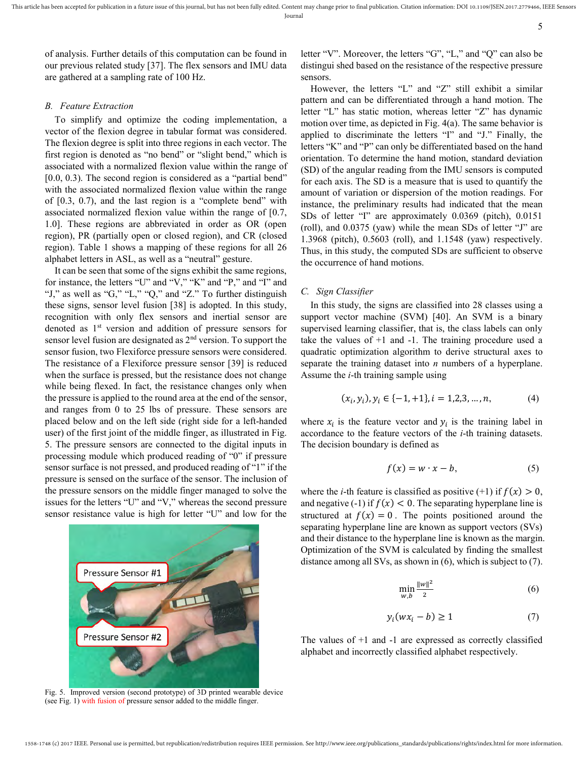of analysis. Further details of this computation can be found in our previous related study [37]. The flex sensors and IMU data are gathered at a sampling rate of 100 Hz.

### B. Feature Extraction

To simplify and optimize the coding implementation, a vector of the flexion degree in tabular format was considered. The flexion degree is split into three regions in each vector. The first region is denoted as "no bend" or "slight bend," which is associated with a normalized flexion value within the range of [0.0, 0.3). The second region is considered as a "partial bend" with the associated normalized flexion value within the range of [0.3, 0.7), and the last region is a "complete bend" with associated normalized flexion value within the range of [0.7, 1.0]. These regions are abbreviated in order as OR (open region), PR (partially open or closed region), and CR (closed region). Table 1 shows a mapping of these regions for all 26 alphabet letters in ASL, as well as a "neutral" gesture.

It can be seen that some of the signs exhibit the same regions, for instance, the letters "U" and "V," "K" and "P," and "I" and "J," as well as "G," "L," "Q," and "Z." To further distinguish these signs, sensor level fusion [38] is adopted. In this study, recognition with only flex sensors and inertial sensor are denoted as 1st version and addition of pressure sensors for sensor level fusion are designated as 2nd version. To support the sensor fusion, two Flexiforce pressure sensors were considered. The resistance of a Flexiforce pressure sensor [39] is reduced when the surface is pressed, but the resistance does not change while being flexed. In fact, the resistance changes only when the pressure is applied to the round area at the end of the sensor, and ranges from 0 to 25 lbs of pressure. These sensors are placed below and on the left side (right side for a left-handed user) of the first joint of the middle finger, as illustrated in Fig. 5. The pressure sensors are connected to the digital inputs in processing module which produced reading of "0" if pressure sensor surface is not pressed, and produced reading of "1" if the pressure is sensed on the surface of the sensor. The inclusion of the pressure sensors on the middle finger managed to solve the issues for the letters "U" and "V," whereas the second pressure sensor resistance value is high for letter "U" and low for the letter "V". Moreover, the letters "G", "L," and "Q" can also be distingui shed based on the resistance of the respective pressure sensors.

Fig. 5. Improved version (second prototype) of 3D printed wearable device (see Fig. 1) with fusion of pressure sensor added to the middle finger.

However, the letters "L" and "Z" still exhibit a similar pattern and can be differentiated through a hand motion. The letter "L" has static motion, whereas letter "Z" has dynamic motion over time, as depicted in Fig. 4(a). The same behavior is applied to discriminate the letters "I" and "J." Finally, the letters "K" and "P" can only be differentiated based on the hand orientation. To determine the hand motion, standard deviation (SD) of the angular reading from the IMU sensors is computed for each axis. The SD is a measure that is used to quantify the amount of variation or dispersion of the motion readings. For instance, the preliminary results had indicated that the mean SDs of letter "I" are approximately 0.0369 (pitch), 0.0151 (roll), and 0.0375 (yaw) while the mean SDs of letter "J" are 1.3968 (pitch), 0.5603 (roll), and 1.1548 (yaw) respectively. Thus, in this study, the computed SDs are sufficient to observe the occurrence of hand motions.

### C. Sign Classifier

In this study, the signs are classified into 28 classes using a support vector machine (SVM) [40]. An SVM is a binary supervised learning classifier, that is, the class labels can only take the values of +1 and -1. The training procedure used a quadratic optimization algorithm to derive structural axes to separate the training dataset into $n$ numbers of a hyperplane. Assume the $i$-th training sample using

$$(x_i, y_i), y_i \in \{-1, +1\}, i = 1,2,3, \dots, n, \tag{4}$$

where $x_i$ is the feature vector and $y_i$ is the training label in accordance to the feature vectors of the $i$-th training datasets. The decision boundary is defined as

$$f(x) = w \cdot x - b, \tag{5}$$

where the $i$-th feature is classified as positive (+1) if $f(x) > 0$, and negative (-1) if $f(x) < 0$. The separating hyperplane line is structured at $f(x) = 0$. The points positioned around the separating hyperplane line are known as support vectors (SVs) and their distance to the hyperplane line is known as the margin. Optimization of the SVM is calculated by finding the smallest distance among all SVs, as shown in (6), which is subject to (7).

$$\min_{w,b} \frac{\|w\|^2}{2} \tag{6}$$

$$y_i(wx_i - b) \geq 1 \tag{7}$$

The values of +1 and -1 are expressed as correctly classified alphabet and incorrectly classified alphabet respectively.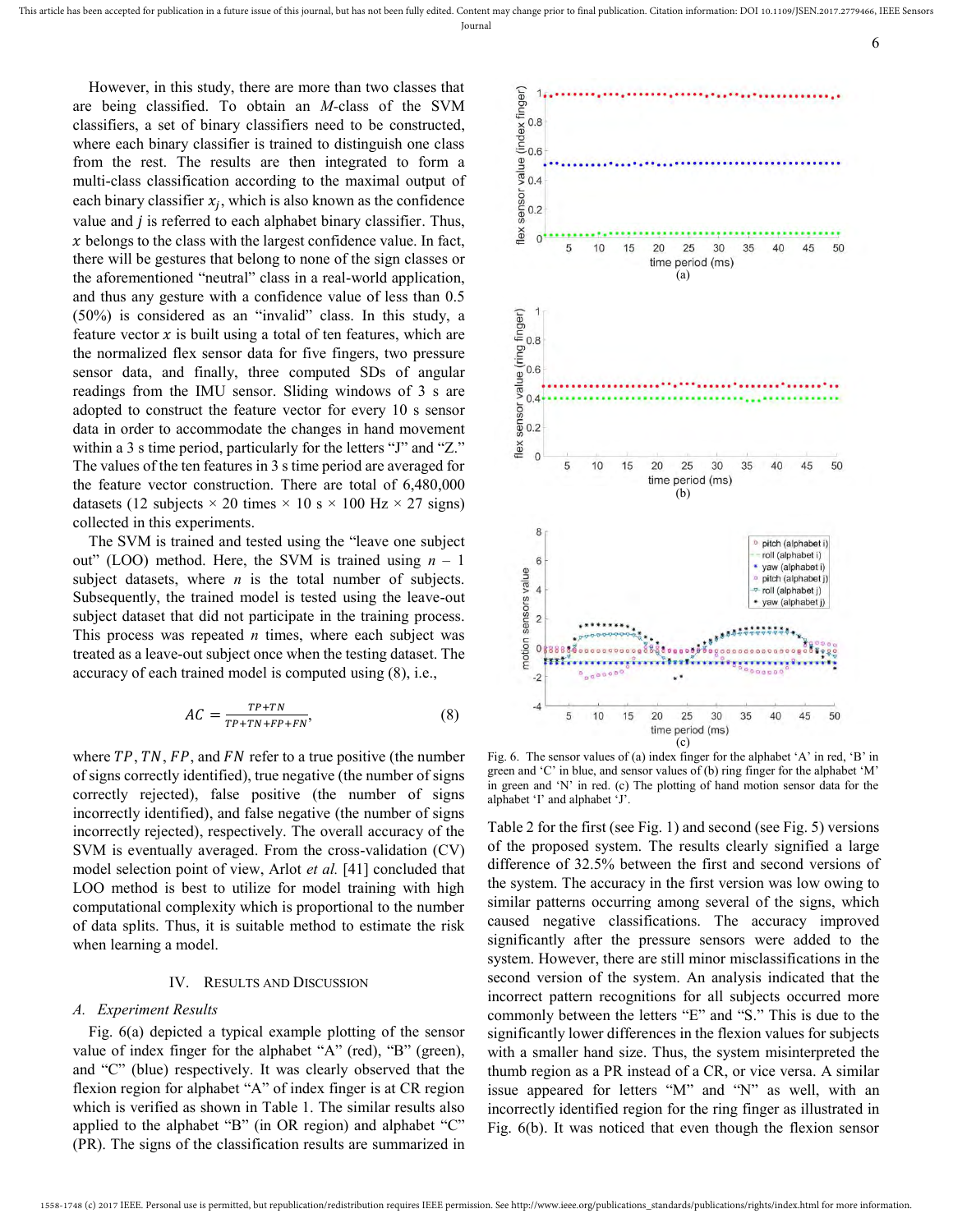However, in this study, there are more than two classes that are being classified. To obtain an $M$-class of the SVM classifiers, a set of binary classifiers need to be constructed, where each binary classifier is trained to distinguish one class from the rest. The results are then integrated to form a multi-class classification according to the maximal output of each binary classifier $x_j$, which is also known as the confidence value and $j$ is referred to each alphabet binary classifier. Thus, $x$ belongs to the class with the largest confidence value. In fact, there will be gestures that belong to none of the sign classes or the aforementioned "neutral" class in a real-world application, and thus any gesture with a confidence value of less than 0.5 (50%) is considered as an "invalid" class. In this study, a feature vector $x$ is built using a total of ten features, which are the normalized flex sensor data for five fingers, two pressure sensor data, and finally, three computed SDs of angular readings from the IMU sensor. Sliding windows of 3 s are adopted to construct the feature vector for every 10 s sensor data in order to accommodate the changes in hand movement within a 3 s time period, particularly for the letters "J" and "Z." The values of the ten features in 3 s time period are averaged for the feature vector construction. There are total of 6,480,000 datasets (12 subjects × 20 times × 10 s × 100 Hz × 27 signs) collected in this experiments.

The SVM is trained and tested using the "leave one subject out" (LOO) method. Here, the SVM is trained using $n - 1$ subject datasets, where $n$ is the total number of subjects. Subsequently, the trained model is tested using the leave-out subject dataset that did not participate in the training process. This process was repeated $n$ times, where each subject was treated as a leave-out subject once when the testing dataset. The accuracy of each trained model is computed using (8), i.e.,

$$AC = \frac{TP+TN}{TP+TN+FP+FN}, \tag{8}$$

where $TP$, $TN$, $FP$, and $FN$ refer to a true positive (the number of signs correctly identified), true negative (the number of signs correctly rejected), false positive (the number of signs incorrectly identified), and false negative (the number of signs incorrectly rejected), respectively. The overall accuracy of the SVM is eventually averaged. From the cross-validation (CV) model selection point of view, Arlot *et al.* [41] concluded that LOO method is best to utilize for model training with high computational complexity which is proportional to the number of data splits. Thus, it is suitable method to estimate the risk when learning a model.

## IV. Results and Discussion

### A. Experiment Results

Fig. 6(a) depicted a typical example plotting of the sensor value of index finger for the alphabet "A" (red), "B" (green), and "C" (blue) respectively. It was clearly observed that the flexion region for alphabet "A" of index finger is at CR region which is verified as shown in Table 1. The similar results also applied to the alphabet "B" (in OR region) and alphabet "C" (PR). The signs of the classification results are summarized in Table 2 for the first (see Fig. 1) and second (see Fig. 5) versions of the proposed system. The results clearly signified a large difference of 32.5% between the first and second versions of the system. The accuracy in the first version was low owing to similar patterns occurring among several of the signs, which caused negative classifications. The accuracy improved significantly after the pressure sensors were added to the system. However, there are still minor misclassifications in the second version of the system. An analysis indicated that the incorrect pattern recognitions for all subjects occurred more commonly between the letters "E" and "S." This is due to the significantly lower differences in the flexion values for subjects with a smaller hand size. Thus, the system misinterpreted the thumb region as a PR instead of a CR, or vice versa. A similar issue appeared for letters "M" and "N" as well, with an incorrectly identified region for the ring finger as illustrated in Fig. 6(b). It was noticed that even though the flexion sensor

Fig. 6. The sensor values of (a) index finger for the alphabet 'A' in red, 'B' in green and 'C' in blue, and sensor values of (b) ring finger for the alphabet 'M' in green and 'N' in red. (c) The plotting of hand motion sensor data for the alphabet 'I' and alphabet 'J'.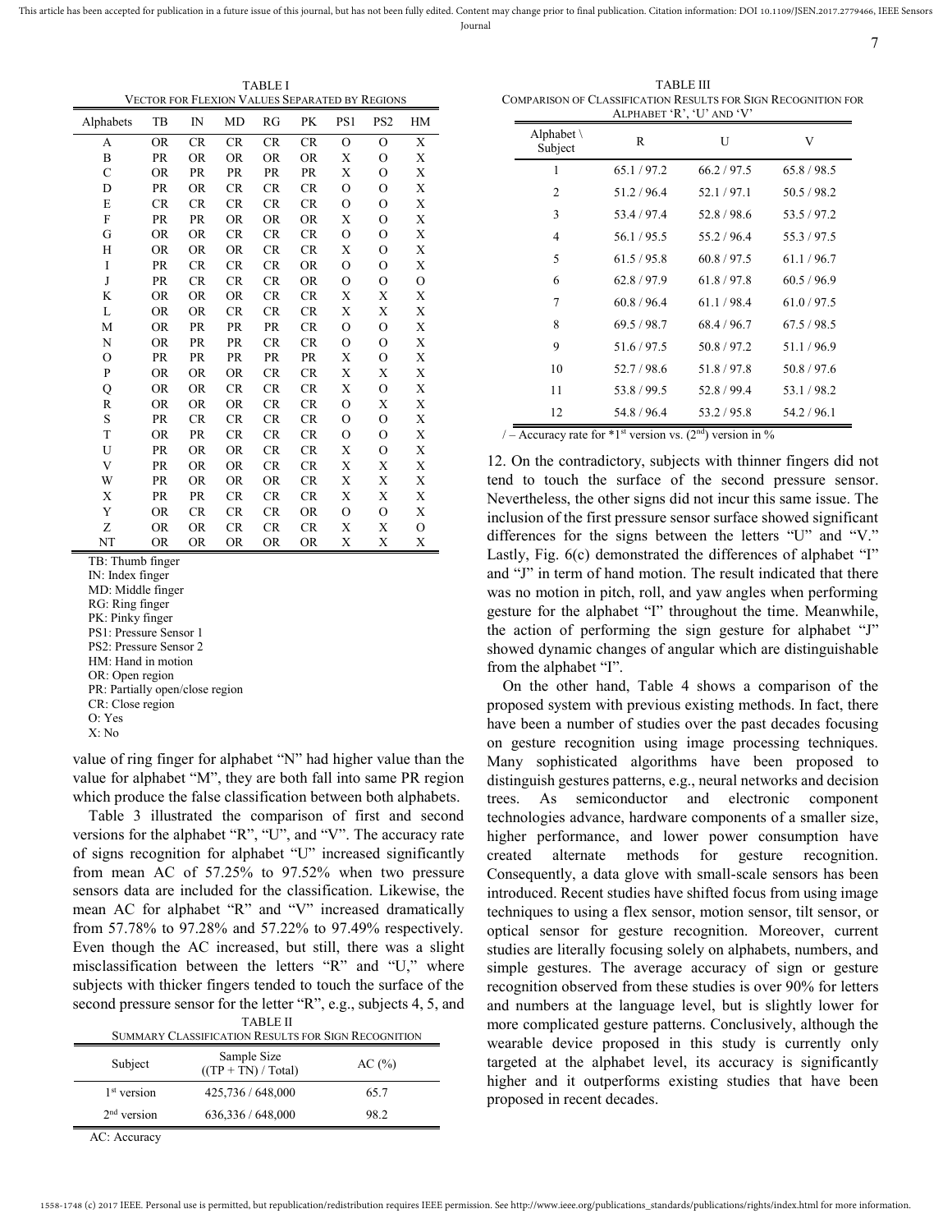TABLE I
VECTOR FOR FLEXION VALUES SEPARATED BY REGIONS

| Alphabets | TB | IN | MD | RG | PK | PS1 | PS2 | HM |
|---|---|---|---|---|---|---|---|---|
| A | OR | CR | CR | CR | CR | O | O | X |
| B | PR | OR | OR | OR | OR | X | O | X |
| C | OR | PR | PR | PR | PR | X | O | X |
| D | PR | OR | CR | CR | CR | O | O | X |
| E | CR | CR | CR | CR | CR | O | O | X |
| F | PR | PR | OR | OR | OR | X | O | X |
| G | OR | OR | CR | CR | CR | O | O | X |
| H | OR | OR | OR | CR | CR | X | O | X |
| I | PR | CR | CR | CR | OR | O | O | X |
| J | PR | CR | CR | CR | OR | O | O | O |
| K | OR | OR | OR | CR | CR | X | X | X |
| L | OR | OR | CR | CR | CR | X | X | X |
| M | OR | PR | PR | PR | CR | O | O | X |
| N | OR | PR | PR | CR | CR | O | O | X |
| O | PR | PR | PR | PR | PR | X | O | X |
| P | OR | OR | OR | CR | CR | X | X | X |
| Q | OR | OR | CR | CR | CR | X | O | X |
| R | OR | OR | OR | CR | CR | O | X | X |
| S | PR | CR | CR | CR | CR | O | O | X |
| T | OR | PR | CR | CR | CR | O | O | X |
| U | PR | OR | OR | CR | CR | X | O | X |
| V | PR | OR | OR | CR | CR | X | X | X |
| W | PR | OR | OR | OR | CR | X | X | X |
| X | PR | PR | CR | CR | CR | X | X | X |
| Y | OR | CR | CR | CR | OR | O | O | X |
| Z | OR | OR | CR | CR | CR | X | X | O |
| NT | OR | OR | OR | OR | OR | X | X | X |

TB: Thumb finger
IN: Index finger
MD: Middle finger
RG: Ring finger
PK: Pinky finger
PS1: Pressure Sensor 1
PS2: Pressure Sensor 2
HM: Hand in motion
OR: Open region
PR: Partially open/close region
CR: Close region
O: Yes
X: No

value of ring finger for alphabet "N" had higher value than the value for alphabet "M", they are both fall into same PR region which produce the false classification between both alphabets.

Table 3 illustrated the comparison of first and second versions for the alphabet "R", "U", and "V". The accuracy rate of signs recognition for alphabet "U" increased significantly from mean AC of 57.25% to 97.52% when two pressure sensors data are included for the classification. Likewise, the mean AC for alphabet "R" and "V" increased dramatically from 57.78% to 97.28% and 57.22% to 97.49% respectively. Even though the AC increased, but still, there was a slight misclassification between the letters "R" and "U," where subjects with thicker fingers tended to touch the surface of the second pressure sensor for the letter "R", e.g., subjects 4, 5, and 12. On the contradictory, subjects with thinner fingers did not tend to touch the surface of the second pressure sensor. Nevertheless, the other signs did not incur this same issue. The inclusion of the first pressure sensor surface showed significant differences for the signs between the letters "U" and "V." Lastly, Fig. 6(c) demonstrated the differences of alphabet "I" and "J" in term of hand motion. The result indicated that there was no motion in pitch, roll, and yaw angles when performing gesture for the alphabet "I" throughout the time. Meanwhile, the action of performing the sign gesture for alphabet "J" showed dynamic changes of angular which are distinguishable from the alphabet "I".

TABLE II
SUMMARY CLASSIFICATION RESULTS FOR SIGN RECOGNITION

| Subject | Sample Size ((TP + TN) / Total) | AC (%) |
|---|---|---|
| 1st version | 425,736 / 648,000 | 65.7 |
| 2nd version | 636,336 / 648,000 | 98.2 |

AC: Accuracy

TABLE III
COMPARISON OF CLASSIFICATION RESULTS FOR SIGN RECOGNITION FOR ALPHABET 'R', 'U' AND 'V'

| Alphabet \ Subject | R | U | V |
|---|---|---|---|
| 1 | 65.1 / 97.2 | 66.2 / 97.5 | 65.8 / 98.5 |
| 2 | 51.2 / 96.4 | 52.1 / 97.1 | 50.5 / 98.2 |
| 3 | 53.4 / 97.4 | 52.8 / 98.6 | 53.5 / 97.2 |
| 4 | 56.1 / 95.5 | 55.2 / 96.4 | 55.3 / 97.5 |
| 5 | 61.5 / 95.8 | 60.8 / 97.5 | 61.1 / 96.7 |
| 6 | 62.8 / 97.9 | 61.8 / 97.8 | 60.5 / 96.9 |
| 7 | 60.8 / 96.4 | 61.1 / 98.4 | 61.0 / 97.5 |
| 8 | 69.5 / 98.7 | 68.4 / 96.7 | 67.5 / 98.5 |
| 9 | 51.6 / 97.5 | 50.8 / 97.2 | 51.1 / 96.9 |
| 10 | 52.7 / 98.6 | 51.8 / 97.8 | 50.8 / 97.6 |
| 11 | 53.8 / 99.5 | 52.8 / 99.4 | 53.1 / 98.2 |
| 12 | 54.8 / 96.4 | 53.2 / 95.8 | 54.2 / 96.1 |

/ – Accuracy rate for *1st version vs. (2nd) version in %

On the other hand, Table 4 shows a comparison of the proposed system with previous existing methods. In fact, there have been a number of studies over the past decades focusing on gesture recognition using image processing techniques. Many sophisticated algorithms have been proposed to distinguish gestures patterns, e.g., neural networks and decision trees. As semiconductor and electronic component technologies advance, hardware components of a smaller size, higher performance, and lower power consumption have created alternate methods for gesture recognition. Consequently, a data glove with small-scale sensors has been introduced. Recent studies have shifted focus from using image techniques to using a flex sensor, motion sensor, tilt sensor, or optical sensor for gesture recognition. Moreover, current studies are literally focusing solely on alphabets, numbers, and simple gestures. The average accuracy of sign or gesture recognition observed from these studies is over 90% for letters and numbers at the language level, but is slightly lower for more complicated gesture patterns. Conclusively, although the wearable device proposed in this study is currently only targeted at the alphabet level, its accuracy is significantly higher and it outperforms existing studies that have been proposed in recent decades.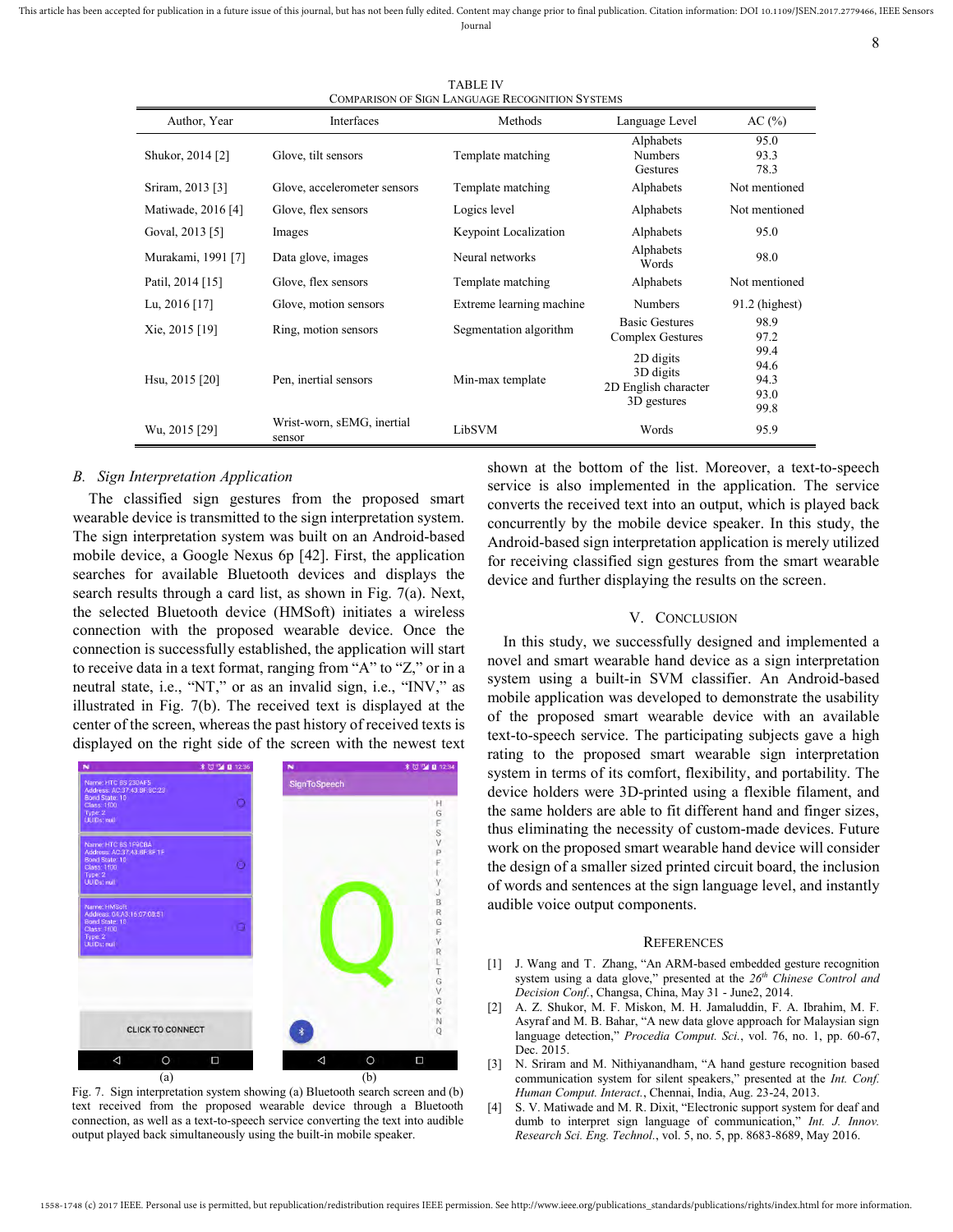TABLE IV
COMPARISON OF SIGN LANGUAGE RECOGNITION SYSTEMS

| Author, Year | Interfaces | Methods | Language Level | AC (%) |
|---|---|---|---|---|
| Shukor, 2014 [2] | Glove, tilt sensors | Template matching | Alphabets<br>Numbers<br>Gestures | 95.0<br>93.3<br>78.3 |
| Sriram, 2013 [3] | Glove, accelerometer sensors | Template matching | Alphabets | Not mentioned |
| Matiwade, 2016 [4] | Glove, flex sensors | Logics level | Alphabets | Not mentioned |
| Goval, 2013 [5] | Images | Keypoint Localization | Alphabets | 95.0 |
| Murakami, 1991 [7] | Data glove, images | Neural networks | Alphabets<br>Words | 98.0 |
| Patil, 2014 [15] | Glove, flex sensors | Template matching | Alphabets | Not mentioned |
| Lu, 2016 [17] | Glove, motion sensors | Extreme learning machine | Numbers | 91.2 (highest) |
| Xie, 2015 [19] | Ring, motion sensors | Segmentation algorithm | Basic Gestures<br>Complex Gestures | 98.9<br>97.2 |
| Hsu, 2015 [20] | Pen, inertial sensors | Min-max template | 2D digits<br>3D digits<br>2D English character<br>3D gestures | 99.4<br>94.6<br>94.3<br>93.0<br>99.8 |
| Wu, 2015 [29] | Wrist-worn, sEMG, inertial sensor | LibSVM | Words | 95.9 |

## *B. Sign Interpretation Application*

The classified sign gestures from the proposed smart wearable device is transmitted to the sign interpretation system. The sign interpretation system was built on an Android-based mobile device, a Google Nexus 6p [42]. First, the application searches for available Bluetooth devices and displays the search results through a card list, as shown in Fig. 7(a). Next, the selected Bluetooth device (HMSoft) initiates a wireless connection with the proposed wearable device. Once the connection is successfully established, the application will start to receive data in a text format, ranging from "A" to "Z," or in a neutral state, i.e., "NT," or as an invalid sign, i.e., "INV," as illustrated in Fig. 7(b). The received text is displayed at the center of the screen, whereas the past history of received texts is displayed on the right side of the screen with the newest text shown at the bottom of the list. Moreover, a text-to-speech service is also implemented in the application. The service converts the received text into an output, which is played back concurrently by the mobile device speaker. In this study, the Android-based sign interpretation application is merely utilized for receiving classified sign gestures from the smart wearable device and further displaying the results on the screen.

Fig. 7. Sign interpretation system showing (a) Bluetooth search screen and (b) text received from the proposed wearable device through a Bluetooth connection, as well as a text-to-speech service converting the text into audible output played back simultaneously using the built-in mobile speaker.

## V. CONCLUSION

In this study, we successfully designed and implemented a novel and smart wearable hand device as a sign interpretation system using a built-in SVM classifier. An Android-based mobile application was developed to demonstrate the usability of the proposed smart wearable device with an available text-to-speech service. The participating subjects gave a high rating to the proposed smart wearable sign interpretation system in terms of its comfort, flexibility, and portability. The device holders were 3D-printed using a flexible filament, and the same holders are able to fit different hand and finger sizes, thus eliminating the necessity of custom-made devices. Future work on the proposed smart wearable hand device will consider the design of a smaller sized printed circuit board, the inclusion of words and sentences at the sign language level, and instantly audible voice output components.

## REFERENCES

[1] J. Wang and T. Zhang, "An ARM-based embedded gesture recognition system using a data glove," presented at the *26th Chinese Control and Decision Conf.*, Changsa, China, May 31 - June2, 2014.

[2] A. Z. Shukor, M. F. Miskon, M. H. Jamaluddin, F. A. Ibrahim, M. F. Asyraf and M. B. Bahar, "A new data glove approach for Malaysian sign language detection," *Procedia Comput. Sci.*, vol. 76, no. 1, pp. 60-67, Dec. 2015.

[3] N. Sriram and M. Nithiyanandham, "A hand gesture recognition based communication system for silent speakers," presented at the *Int. Conf. Human Comput. Interact.*, Chennai, India, Aug. 23-24, 2013.

[4] S. V. Matiwade and M. R. Dixit, "Electronic support system for deaf and dumb to interpret sign language of communication," *Int. J. Innov. Research Sci. Eng. Technol.*, vol. 5, no. 5, pp. 8683-8689, May 2016.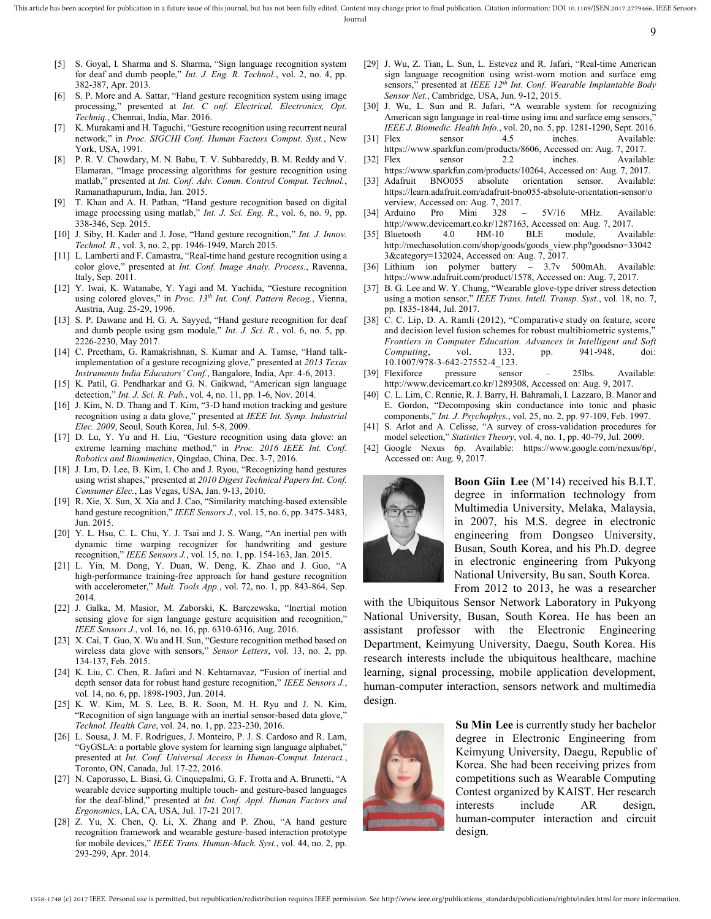[5] S. Goyal, I. Sharma and S. Sharma, "Sign language recognition system for deaf and dumb people," *Int. J. Eng. R. Technol.*, vol. 2, no. 4, pp. 382-387, Apr. 2013.

[6] S. P. More and A. Sattar, "Hand gesture recognition system using image processing," presented at *Int. C onf. Electrical, Electronics, Opt. Techniq.*, Chennai, India, Mar. 2016.

[7] K. Murakami and H. Taguchi, "Gesture recognition using recurrent neural network," in *Proc. SIGCHI Conf. Human Factors Comput. Syst.*, New York, USA, 1991.

[8] P. R. V. Chowdary, M. N. Babu, T. V. Subbareddy, B. M. Reddy and V. Elamaran, "Image processing algorithms for gesture recognition using matlab," presented at *Int. Conf. Adv. Comm. Control Comput. Technol.*, Ramanathapurum, India, Jan. 2015.

[9] T. Khan and A. H. Pathan, "Hand gesture recognition based on digital image processing using matlab," *Int. J. Sci. Eng. R.*, vol. 6, no. 9, pp. 338-346, Sep. 2015.

[10] J. Siby, H. Kader and J. Jose, "Hand gesture recognition," *Int. J. Innov. Technol. R.*, vol. 3, no. 2, pp. 1946-1949, March 2015.

[11] L. Lamberti and F. Camastra, "Real-time hand gesture recognition using a color glove," presented at *Int. Conf. Image Analy. Process.*, Ravenna, Italy, Sep. 2011.

[12] Y. Iwai, K. Watanabe, Y. Yagi and M. Yachida, "Gesture recognition using colored gloves," in *Proc. 13th Int. Conf. Pattern Recog.*, Vienna, Austria, Aug. 25-29, 1996.

[13] S. P. Dawane and H. G. A. Sayyed, "Hand gesture recognition for deaf and dumb people using gsm module," *Int. J. Sci. R.*, vol. 6, no. 5, pp. 2226-2230, May 2017.

[14] C. Preetham, G. Ramakrishnan, S. Kumar and A. Tamse, "Hand talk-implementation of a gesture recognizing glove," presented at *2013 Texas Instruments India Educators' Conf.*, Bangalore, India, Apr. 4-6, 2013.

[15] K. Patil, G. Pendharkar and G. N. Gaikwad, "American sign language detection," *Int. J. Sci. R. Pub.*, vol. 4, no. 11, pp. 1-6, Nov. 2014.

[16] J. Kim, N. D. Thang and T. Kim, "3-D hand motion tracking and gesture recognition using a data glove," presented at *IEEE Int. Symp. Industrial Elec. 2009*, Seoul, South Korea, Jul. 5-8, 2009.

[17] D. Lu, Y. Yu and H. Liu, "Gesture recognition using data glove: an extreme learning machine method," in *Proc. 2016 IEEE Int. Conf. Robotics and Biomimetics*, Qingdao, China, Dec. 3-7, 2016.

[18] J. Lm, D. Lee, B. Kim, I. Cho and J. Ryou, "Recognizing hand gestures using wrist shapes," presented at *2010 Digest Technical Papers Int. Conf. Consumer Elec.*, Las Vegas, USA, Jan. 9-13, 2010.

[19] R. Xie, X. Sun, X. Xia and J. Cao, "Similarity matching-based extensible hand gesture recognition," *IEEE Sensors J.*, vol. 15, no. 6, pp. 3475-3483, Jun. 2015.

[20] Y. L. Hsu, C. L. Chu, Y. J. Tsai and J. S. Wang, "An inertial pen with dynamic time warping recognizer for handwriting and gesture recognition," *IEEE Sensors J.*, vol. 15, no. 1, pp. 154-163, Jan. 2015.

[21] L. Yin, M. Dong, Y. Duan, W. Deng, K. Zhao and J. Guo, "A high-performance training-free approach for hand gesture recognition with accelerometer," *Mult. Tools App.*, vol. 72, no. 1, pp. 843-864, Sep. 2014.

[22] J. Galka, M. Masior, M. Zaborski, K. Barczewska, "Inertial motion sensing glove for sign language gesture acquisition and recognition," *IEEE Sensors J.*, vol. 16, no. 16, pp. 6310-6316, Aug. 2016.

[23] X. Cai, T. Guo, X. Wu and H. Sun, "Gesture recognition method based on wireless data glove with sensors," *Sensor Letters*, vol. 13, no. 2, pp. 134-137, Feb. 2015.

[24] K. Liu, C. Chen, R. Jafari and N. Kehtarnavaz, "Fusion of inertial and depth sensor data for robust hand gesture recognition," *IEEE Sensors J.*, vol. 14, no. 6, pp. 1898-1903, Jun. 2014.

[25] K. W. Kim, M. S. Lee, B. R. Soon, M. H. Ryu and J. N. Kim, "Recognition of sign language with an inertial sensor-based data glove," *Technol. Health Care*, vol. 24, no. 1, pp. 223-230, 2016.

[26] L. Sousa, J. M. F. Rodrigues, J. Monteiro, P. J. S. Cardoso and R. Lam, "GyGSLA: a portable glove system for learning sign language alphabet," presented at *Int. Conf. Universal Access in Human-Comput. Interact.*, Toronto, ON, Canada, Jul. 17-22, 2016.

[27] N. Caporusso, L. Biasi, G. Cinquepalmi, G. F. Trotta and A. Brunetti, "A wearable device supporting multiple touch- and gesture-based languages for the deaf-blind," presented at *Int. Conf. Appl. Human Factors and Ergonomics*, LA, CA, USA, Jul. 17-21 2017.

[28] Z. Yu, X. Chen, Q. Li, X. Zhang and P. Zhou, "A hand gesture recognition framework and wearable gesture-based interaction prototype for mobile devices," *IEEE Trans. Human-Mach. Syst.*, vol. 44, no. 2, pp. 293-299, Apr. 2014.

[29] J. Wu, Z. Tian, L. Sun, L. Estevez and R. Jafari, "Real-time American sign language recognition using wrist-worn motion and surface emg sensors," presented at *IEEE 12th Int. Conf. Wearable Implantable Body Sensor Net.*, Cambridge, USA, Jun. 9-12, 2015.

[30] J. Wu, L. Sun and R. Jafari, "A wearable system for recognizing American sign language in real-time using imu and surface emg sensors," *IEEE J. Biomedic. Health Info.*, vol. 20, no. 5, pp. 1281-1290, Sept. 2016.

[31] Flex sensor 4.5 inches. Available: https://www.sparkfun.com/products/8606, Accessed on: Aug. 7, 2017.

[32] Flex sensor 2.2 inches. Available: https://www.sparkfun.com/products/10264, Accessed on: Aug. 7, 2017.

[33] Adafruit BNO055 absolute orientation sensor. Available: https://learn.adafruit.com/adafruit-bno055-absolute-orientation-sensor/overview, Accessed on: Aug. 7, 2017.

[34] Arduino Pro Mini 328 – 5V/16 MHz. Available: http://www.devicemart.co.kr/1287163, Accessed on: Aug. 7, 2017.

[35] Bluetooth 4.0 HM-10 BLE module, Available: http://mechasolution.com/shop/goods/goods_view.php?goodsno=330423&category=132024, Accessed on: Aug. 7, 2017.

[36] Lithium ion polymer battery – 3.7v 500mAh. Available: https://www.adafruit.com/product/1578, Accessed on: Aug. 7, 2017.

[37] B. G. Lee and W. Y. Chung, "Wearable glove-type driver stress detection using a motion sensor," *IEEE Trans. Intell. Transp. Syst.*, vol. 18, no. 7, pp. 1835-1844, Jul. 2017.

[38] C. C. Lip, D. A. Ramli (2012), "Comparative study on feature, score and decision level fusion schemes for robust multibiometric systems," *Frontiers in Computer Education. Advances in Intelligent and Soft Computing*, vol. 133, pp. 941-948, doi: 10.1007/978-3-642-27552-4_123.

[39] Flexiforce pressure sensor – 25lbs. Available: http://www.devicemart.co.kr/1289308, Accessed on: Aug. 9, 2017.

[40] C. L. Lim, C. Rennie, R. J. Barry, H. Bahramali, I. Lazzaro, B. Manor and E. Gordon, "Decomposing skin conductance into tonic and phasic components," *Int. J. Psychophys.*, vol. 25, no. 2, pp. 97-109, Feb. 1997.

[41] S. Arlot and A. Celisse, "A survey of cross-validation procedures for model selection," *Statistics Theory*, vol. 4, no. 1, pp. 40-79, Jul. 2009.

[42] Google Nexus 6p. Available: https://www.google.com/nexus/6p/, Accessed on: Aug. 9, 2017.

**Boon Giin Lee** (M'14) received his B.I.T. degree in information technology from Multimedia University, Melaka, Malaysia, in 2007, his M.S. degree in electronic engineering from Dongseo University, Busan, South Korea, and his Ph.D. degree in electronic engineering from Pukyong National University, Bu san, South Korea. From 2012 to 2013, he was a researcher with the Ubiquitous Sensor Network Laboratory in Pukyong National University, Busan, South Korea. He has been an assistant professor with the Electronic Engineering Department, Keimyung University, Daegu, South Korea. His research interests include the ubiquitous healthcare, machine learning, signal processing, mobile application development, human-computer interaction, sensors network and multimedia design.

**Su Min Lee** is currently study her bachelor degree in Electronic Engineering from Keimyung University, Daegu, Republic of Korea. She had been receiving prizes from competitions such as Wearable Computing Contest organized by KAIST. Her research interests include AR design, human-computer interaction and circuit design.